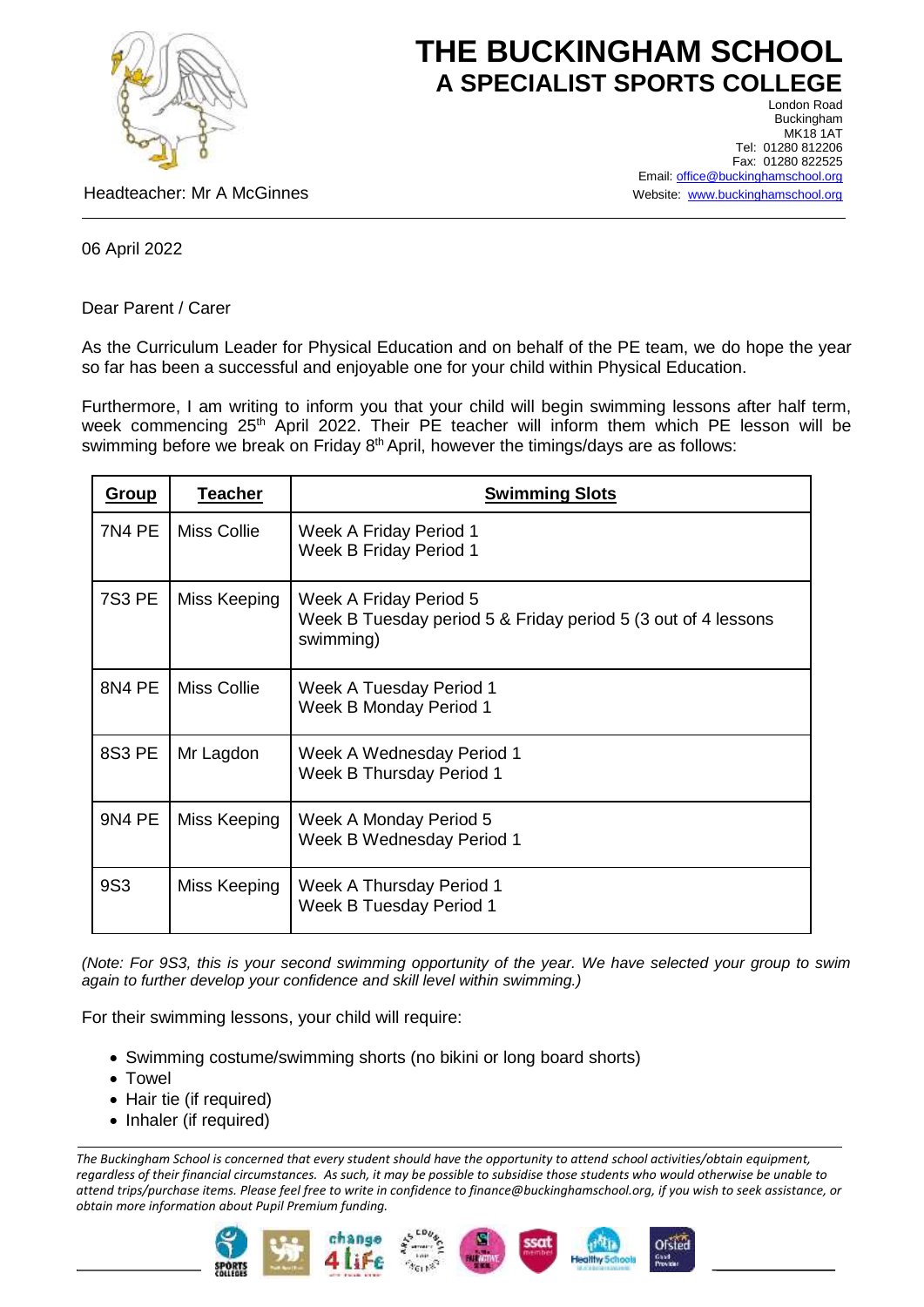# THE BUCKINGHAM SCHOOL
## A SPECIALIST SPORTS COLLEGE

London Road
Buckingham
MK18 1AT
Tel: 01280 812206
Fax: 01280 822525
Email: office@buckinghamschool.org
Website: www.buckinghamschool.org

Headteacher: Mr A McGinnes

---

06 April 2022

Dear Parent / Carer

As the Curriculum Leader for Physical Education and on behalf of the PE team, we do hope the year so far has been a successful and enjoyable one for your child within Physical Education.

Furthermore, I am writing to inform you that your child will begin swimming lessons after half term, week commencing 25th April 2022. Their PE teacher will inform them which PE lesson will be swimming before we break on Friday 8th April, however the timings/days are as follows:

| Group | Teacher | Swimming Slots |
|---|---|---|
| 7N4 PE | Miss Collie | Week A Friday Period 1<br>Week B Friday Period 1 |
| 7S3 PE | Miss Keeping | Week A Friday Period 5<br>Week B Tuesday period 5 & Friday period 5 (3 out of 4 lessons swimming) |
| 8N4 PE | Miss Collie | Week A Tuesday Period 1<br>Week B Monday Period 1 |
| 8S3 PE | Mr Lagdon | Week A Wednesday Period 1<br>Week B Thursday Period 1 |
| 9N4 PE | Miss Keeping | Week A Monday Period 5<br>Week B Wednesday Period 1 |
| 9S3 | Miss Keeping | Week A Thursday Period 1<br>Week B Tuesday Period 1 |

*(Note: For 9S3, this is your second swimming opportunity of the year. We have selected your group to swim again to further develop your confidence and skill level within swimming.)*

For their swimming lessons, your child will require:

- Swimming costume/swimming shorts (no bikini or long board shorts)
- Towel
- Hair tie (if required)
- Inhaler (if required)

---

*The Buckingham School is concerned that every student should have the opportunity to attend school activities/obtain equipment, regardless of their financial circumstances. As such, it may be possible to subsidise those students who would otherwise be unable to attend trips/purchase items. Please feel free to write in confidence to finance@buckinghamschool.org, if you wish to seek assistance, or obtain more information about Pupil Premium funding.*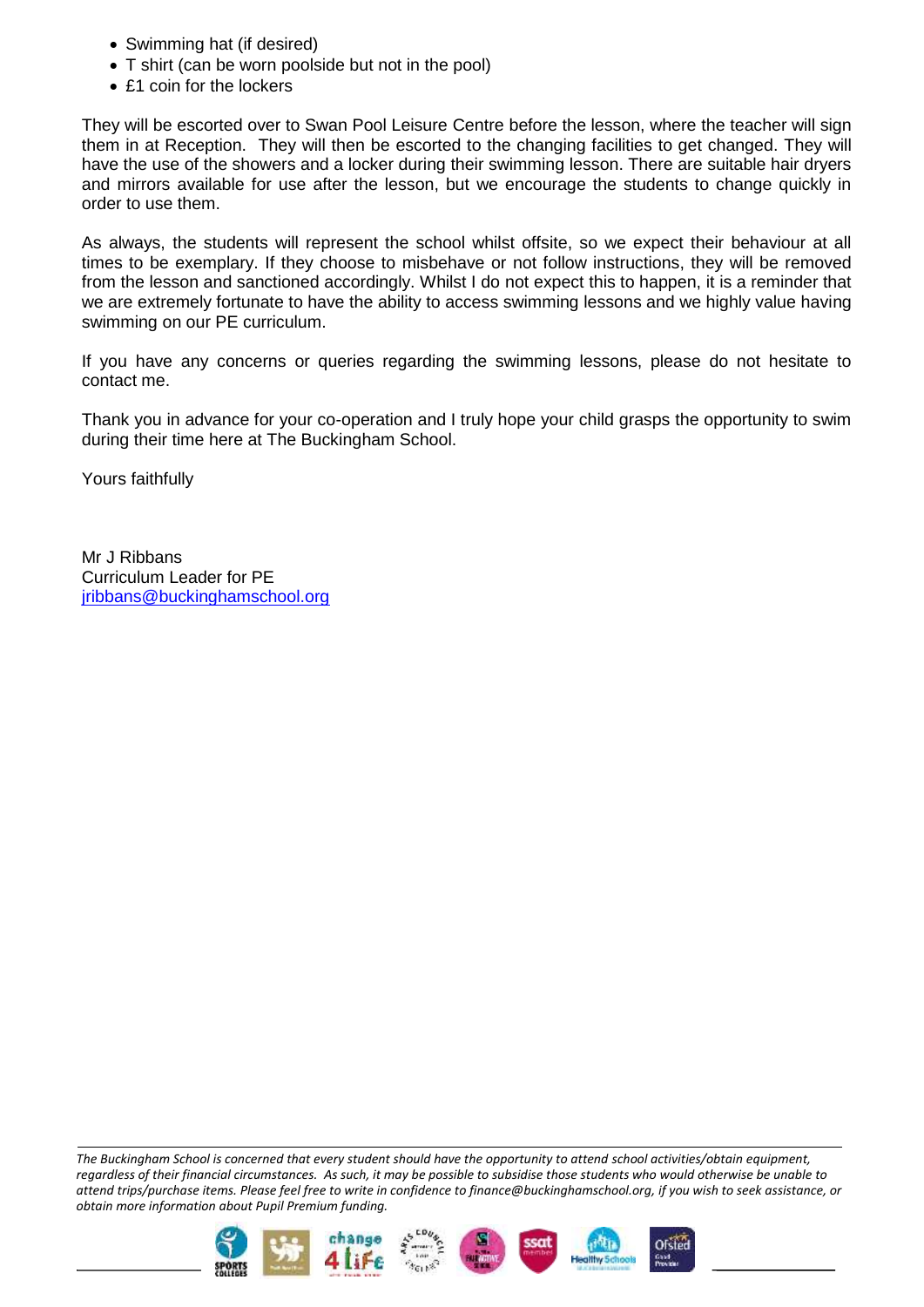- Swimming hat (if desired)
- T shirt (can be worn poolside but not in the pool)
- £1 coin for the lockers

They will be escorted over to Swan Pool Leisure Centre before the lesson, where the teacher will sign them in at Reception. They will then be escorted to the changing facilities to get changed. They will have the use of the showers and a locker during their swimming lesson. There are suitable hair dryers and mirrors available for use after the lesson, but we encourage the students to change quickly in order to use them.

As always, the students will represent the school whilst offsite, so we expect their behaviour at all times to be exemplary. If they choose to misbehave or not follow instructions, they will be removed from the lesson and sanctioned accordingly. Whilst I do not expect this to happen, it is a reminder that we are extremely fortunate to have the ability to access swimming lessons and we highly value having swimming on our PE curriculum.

If you have any concerns or queries regarding the swimming lessons, please do not hesitate to contact me.

Thank you in advance for your co-operation and I truly hope your child grasps the opportunity to swim during their time here at The Buckingham School.

Yours faithfully

Mr J Ribbans
Curriculum Leader for PE
jribbans@buckinghamschool.org

*The Buckingham School is concerned that every student should have the opportunity to attend school activities/obtain equipment, regardless of their financial circumstances. As such, it may be possible to subsidise those students who would otherwise be unable to attend trips/purchase items. Please feel free to write in confidence to finance@buckinghamschool.org, if you wish to seek assistance, or obtain more information about Pupil Premium funding.*